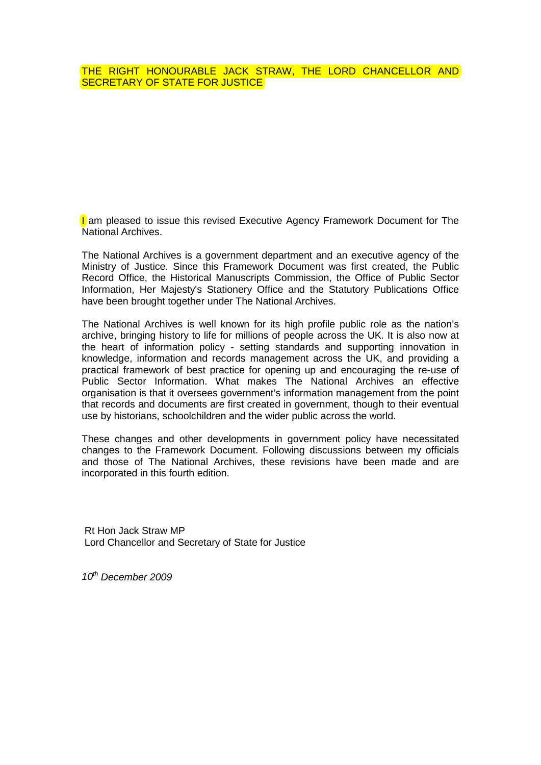# THE RIGHT HONOURABLE JACK STRAW, THE LORD CHANCELLOR AND SECRETARY OF STATE FOR JUSTICE

I am pleased to issue this revised Executive Agency Framework Document for The National Archives.

The National Archives is a government department and an executive agency of the Ministry of Justice. Since this Framework Document was first created, the Public Record Office, the Historical Manuscripts Commission, the Office of Public Sector Information, Her Majesty's Stationery Office and the Statutory Publications Office have been brought together under The National Archives.

The National Archives is well known for its high profile public role as the nation's archive, bringing history to life for millions of people across the UK. It is also now at the heart of information policy - setting standards and supporting innovation in knowledge, information and records management across the UK, and providing a practical framework of best practice for opening up and encouraging the re-use of Public Sector Information. What makes The National Archives an effective organisation is that it oversees government's information management from the point that records and documents are first created in government, though to their eventual use by historians, schoolchildren and the wider public across the world.

These changes and other developments in government policy have necessitated changes to the Framework Document. Following discussions between my officials and those of The National Archives, these revisions have been made and are incorporated in this fourth edition.

Rt Hon Jack Straw MP
Lord Chancellor and Secretary of State for Justice

*10th December 2009*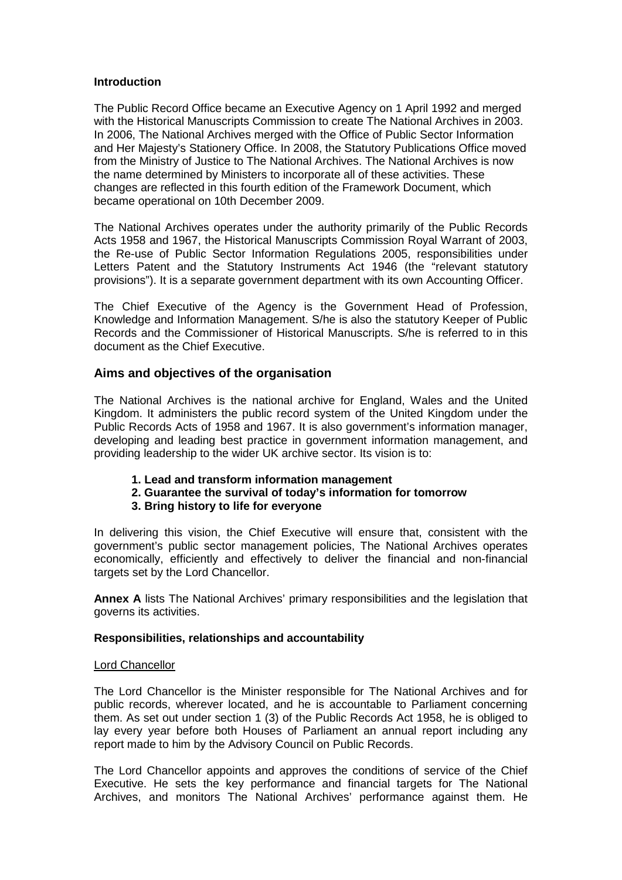**Introduction**

The Public Record Office became an Executive Agency on 1 April 1992 and merged with the Historical Manuscripts Commission to create The National Archives in 2003. In 2006, The National Archives merged with the Office of Public Sector Information and Her Majesty's Stationery Office. In 2008, the Statutory Publications Office moved from the Ministry of Justice to The National Archives. The National Archives is now the name determined by Ministers to incorporate all of these activities. These changes are reflected in this fourth edition of the Framework Document, which became operational on 10th December 2009.

The National Archives operates under the authority primarily of the Public Records Acts 1958 and 1967, the Historical Manuscripts Commission Royal Warrant of 2003, the Re-use of Public Sector Information Regulations 2005, responsibilities under Letters Patent and the Statutory Instruments Act 1946 (the "relevant statutory provisions"). It is a separate government department with its own Accounting Officer.

The Chief Executive of the Agency is the Government Head of Profession, Knowledge and Information Management. S/he is also the statutory Keeper of Public Records and the Commissioner of Historical Manuscripts. S/he is referred to in this document as the Chief Executive.

## Aims and objectives of the organisation

The National Archives is the national archive for England, Wales and the United Kingdom. It administers the public record system of the United Kingdom under the Public Records Acts of 1958 and 1967. It is also government's information manager, developing and leading best practice in government information management, and providing leadership to the wider UK archive sector. Its vision is to:

1. **Lead and transform information management**
2. **Guarantee the survival of today's information for tomorrow**
3. **Bring history to life for everyone**

In delivering this vision, the Chief Executive will ensure that, consistent with the government's public sector management policies, The National Archives operates economically, efficiently and effectively to deliver the financial and non-financial targets set by the Lord Chancellor.

**Annex A** lists The National Archives' primary responsibilities and the legislation that governs its activities.

**Responsibilities, relationships and accountability**

Lord Chancellor

The Lord Chancellor is the Minister responsible for The National Archives and for public records, wherever located, and he is accountable to Parliament concerning them. As set out under section 1 (3) of the Public Records Act 1958, he is obliged to lay every year before both Houses of Parliament an annual report including any report made to him by the Advisory Council on Public Records.

The Lord Chancellor appoints and approves the conditions of service of the Chief Executive. He sets the key performance and financial targets for The National Archives, and monitors The National Archives' performance against them. He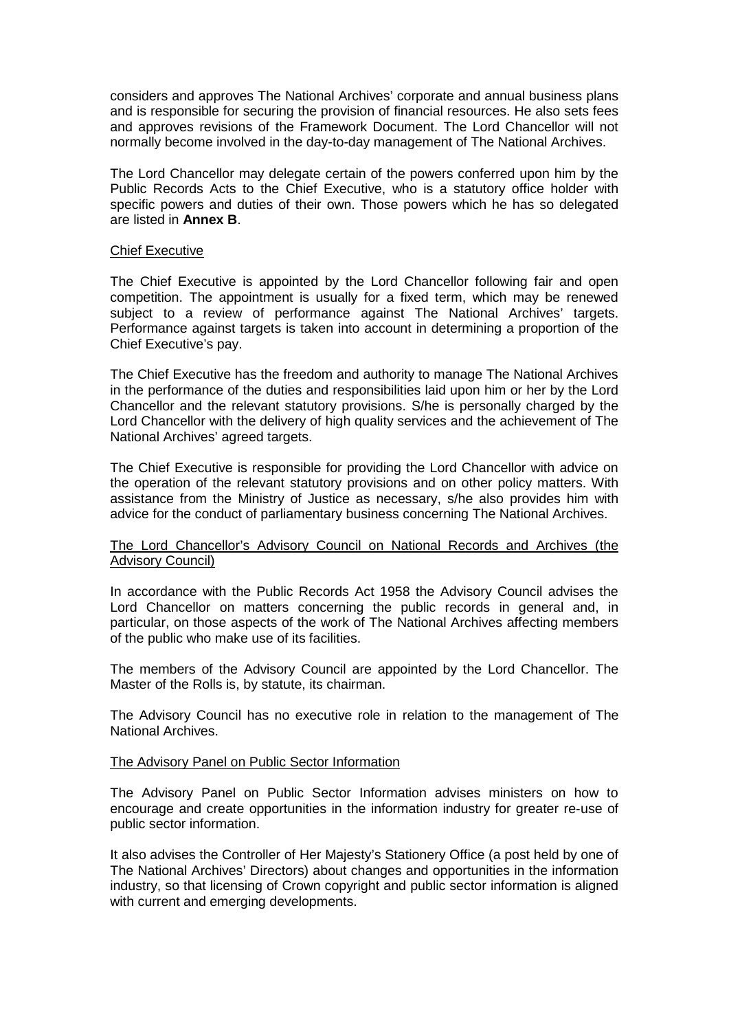considers and approves The National Archives' corporate and annual business plans and is responsible for securing the provision of financial resources. He also sets fees and approves revisions of the Framework Document. The Lord Chancellor will not normally become involved in the day-to-day management of The National Archives.

The Lord Chancellor may delegate certain of the powers conferred upon him by the Public Records Acts to the Chief Executive, who is a statutory office holder with specific powers and duties of their own. Those powers which he has so delegated are listed in **Annex B**.

### Chief Executive

The Chief Executive is appointed by the Lord Chancellor following fair and open competition. The appointment is usually for a fixed term, which may be renewed subject to a review of performance against The National Archives' targets. Performance against targets is taken into account in determining a proportion of the Chief Executive's pay.

The Chief Executive has the freedom and authority to manage The National Archives in the performance of the duties and responsibilities laid upon him or her by the Lord Chancellor and the relevant statutory provisions. S/he is personally charged by the Lord Chancellor with the delivery of high quality services and the achievement of The National Archives' agreed targets.

The Chief Executive is responsible for providing the Lord Chancellor with advice on the operation of the relevant statutory provisions and on other policy matters. With assistance from the Ministry of Justice as necessary, s/he also provides him with advice for the conduct of parliamentary business concerning The National Archives.

### The Lord Chancellor's Advisory Council on National Records and Archives (the Advisory Council)

In accordance with the Public Records Act 1958 the Advisory Council advises the Lord Chancellor on matters concerning the public records in general and, in particular, on those aspects of the work of The National Archives affecting members of the public who make use of its facilities.

The members of the Advisory Council are appointed by the Lord Chancellor. The Master of the Rolls is, by statute, its chairman.

The Advisory Council has no executive role in relation to the management of The National Archives.

### The Advisory Panel on Public Sector Information

The Advisory Panel on Public Sector Information advises ministers on how to encourage and create opportunities in the information industry for greater re-use of public sector information.

It also advises the Controller of Her Majesty's Stationery Office (a post held by one of The National Archives' Directors) about changes and opportunities in the information industry, so that licensing of Crown copyright and public sector information is aligned with current and emerging developments.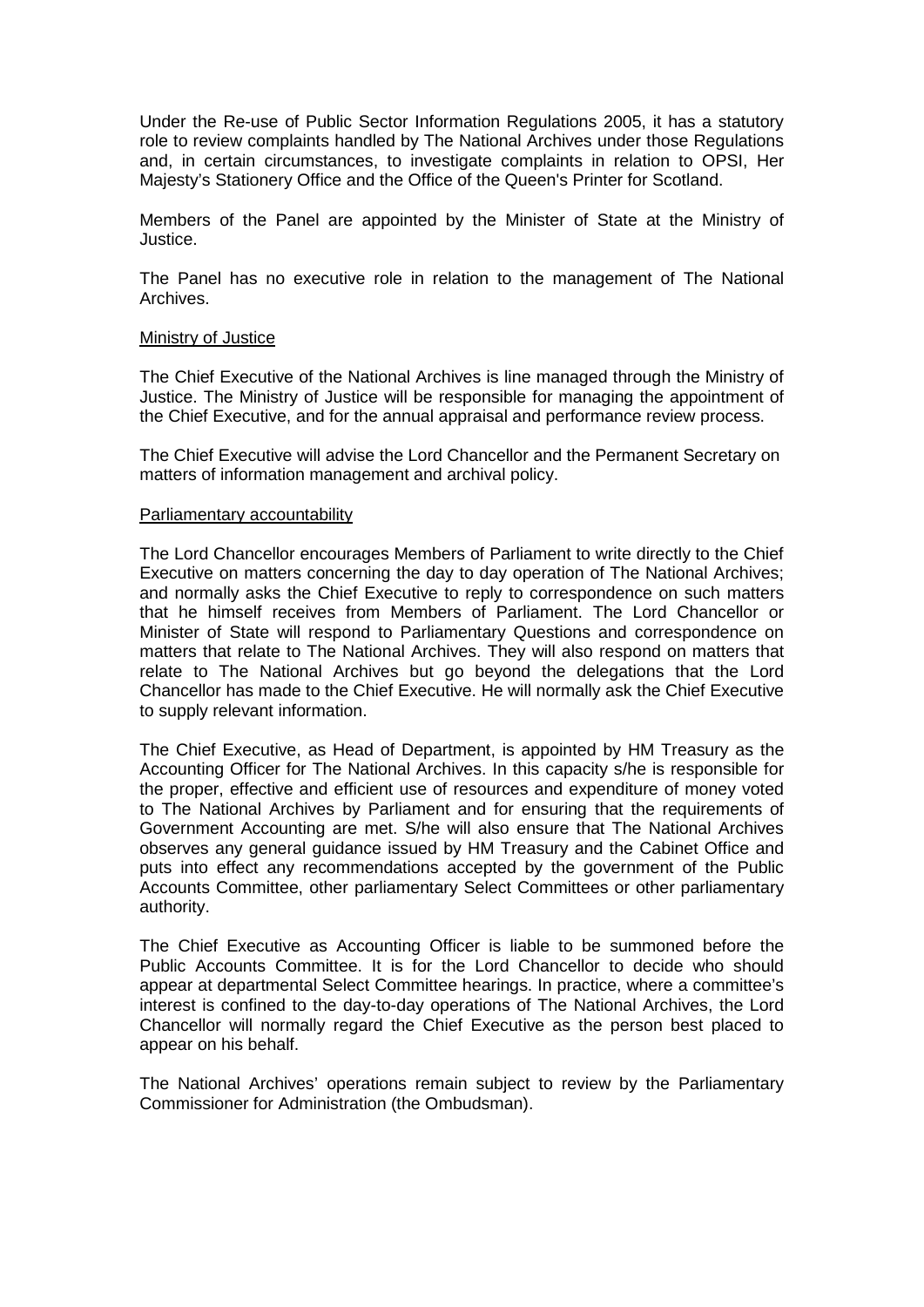Under the Re-use of Public Sector Information Regulations 2005, it has a statutory role to review complaints handled by The National Archives under those Regulations and, in certain circumstances, to investigate complaints in relation to OPSI, Her Majesty's Stationery Office and the Office of the Queen's Printer for Scotland.

Members of the Panel are appointed by the Minister of State at the Ministry of Justice.

The Panel has no executive role in relation to the management of The National Archives.

<u>Ministry of Justice</u>

The Chief Executive of the National Archives is line managed through the Ministry of Justice. The Ministry of Justice will be responsible for managing the appointment of the Chief Executive, and for the annual appraisal and performance review process.

The Chief Executive will advise the Lord Chancellor and the Permanent Secretary on matters of information management and archival policy.

<u>Parliamentary accountability</u>

The Lord Chancellor encourages Members of Parliament to write directly to the Chief Executive on matters concerning the day to day operation of The National Archives; and normally asks the Chief Executive to reply to correspondence on such matters that he himself receives from Members of Parliament. The Lord Chancellor or Minister of State will respond to Parliamentary Questions and correspondence on matters that relate to The National Archives. They will also respond on matters that relate to The National Archives but go beyond the delegations that the Lord Chancellor has made to the Chief Executive. He will normally ask the Chief Executive to supply relevant information.

The Chief Executive, as Head of Department, is appointed by HM Treasury as the Accounting Officer for The National Archives. In this capacity s/he is responsible for the proper, effective and efficient use of resources and expenditure of money voted to The National Archives by Parliament and for ensuring that the requirements of Government Accounting are met. S/he will also ensure that The National Archives observes any general guidance issued by HM Treasury and the Cabinet Office and puts into effect any recommendations accepted by the government of the Public Accounts Committee, other parliamentary Select Committees or other parliamentary authority.

The Chief Executive as Accounting Officer is liable to be summoned before the Public Accounts Committee. It is for the Lord Chancellor to decide who should appear at departmental Select Committee hearings. In practice, where a committee's interest is confined to the day-to-day operations of The National Archives, the Lord Chancellor will normally regard the Chief Executive as the person best placed to appear on his behalf.

The National Archives' operations remain subject to review by the Parliamentary Commissioner for Administration (the Ombudsman).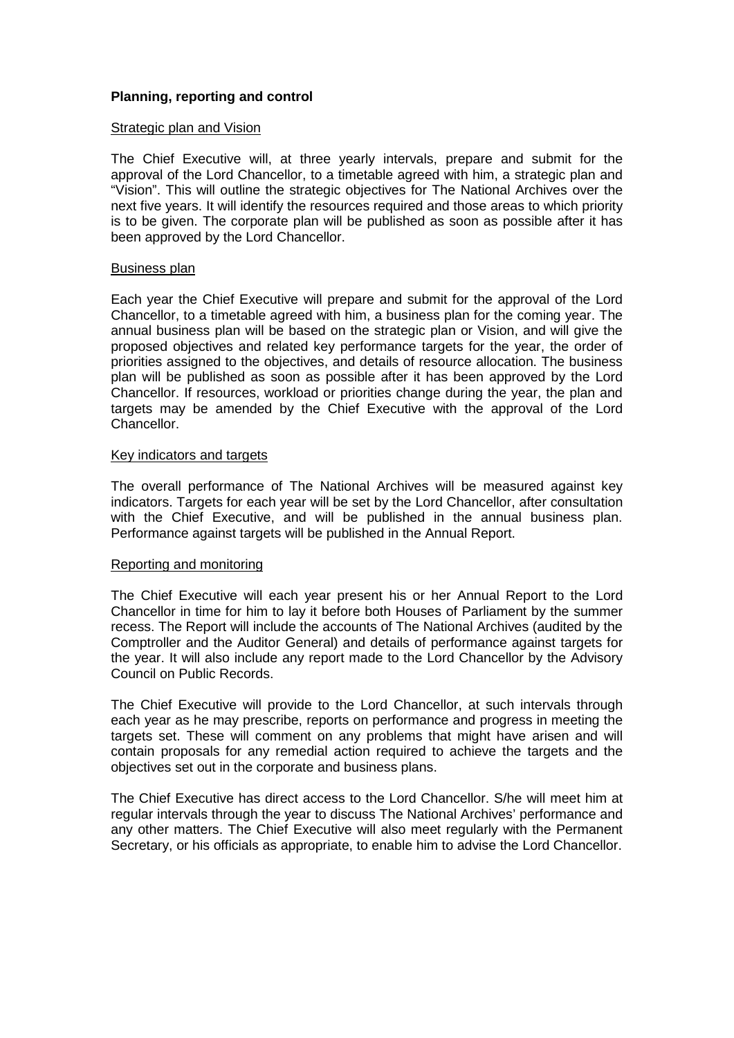**Planning, reporting and control**

Strategic plan and Vision

The Chief Executive will, at three yearly intervals, prepare and submit for the approval of the Lord Chancellor, to a timetable agreed with him, a strategic plan and "Vision". This will outline the strategic objectives for The National Archives over the next five years. It will identify the resources required and those areas to which priority is to be given. The corporate plan will be published as soon as possible after it has been approved by the Lord Chancellor.

Business plan

Each year the Chief Executive will prepare and submit for the approval of the Lord Chancellor, to a timetable agreed with him, a business plan for the coming year. The annual business plan will be based on the strategic plan or Vision, and will give the proposed objectives and related key performance targets for the year, the order of priorities assigned to the objectives, and details of resource allocation. The business plan will be published as soon as possible after it has been approved by the Lord Chancellor. If resources, workload or priorities change during the year, the plan and targets may be amended by the Chief Executive with the approval of the Lord Chancellor.

Key indicators and targets

The overall performance of The National Archives will be measured against key indicators. Targets for each year will be set by the Lord Chancellor, after consultation with the Chief Executive, and will be published in the annual business plan. Performance against targets will be published in the Annual Report.

Reporting and monitoring

The Chief Executive will each year present his or her Annual Report to the Lord Chancellor in time for him to lay it before both Houses of Parliament by the summer recess. The Report will include the accounts of The National Archives (audited by the Comptroller and the Auditor General) and details of performance against targets for the year. It will also include any report made to the Lord Chancellor by the Advisory Council on Public Records.

The Chief Executive will provide to the Lord Chancellor, at such intervals through each year as he may prescribe, reports on performance and progress in meeting the targets set. These will comment on any problems that might have arisen and will contain proposals for any remedial action required to achieve the targets and the objectives set out in the corporate and business plans.

The Chief Executive has direct access to the Lord Chancellor. S/he will meet him at regular intervals through the year to discuss The National Archives' performance and any other matters. The Chief Executive will also meet regularly with the Permanent Secretary, or his officials as appropriate, to enable him to advise the Lord Chancellor.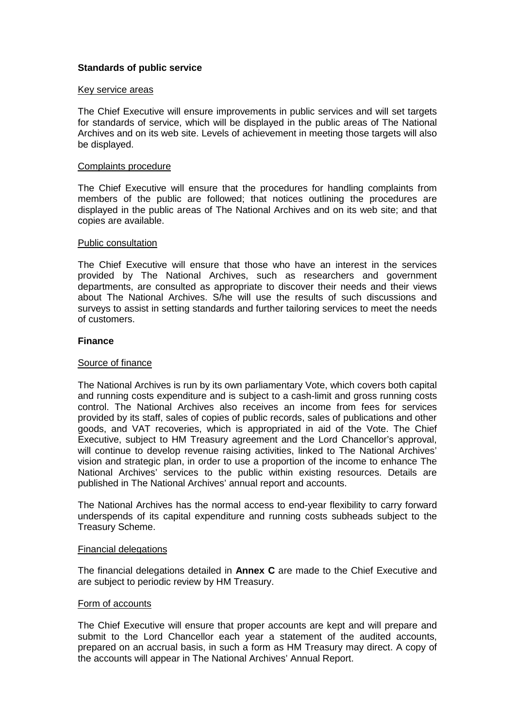## Standards of public service

### Key service areas

The Chief Executive will ensure improvements in public services and will set targets for standards of service, which will be displayed in the public areas of The National Archives and on its web site. Levels of achievement in meeting those targets will also be displayed.

### Complaints procedure

The Chief Executive will ensure that the procedures for handling complaints from members of the public are followed; that notices outlining the procedures are displayed in the public areas of The National Archives and on its web site; and that copies are available.

### Public consultation

The Chief Executive will ensure that those who have an interest in the services provided by The National Archives, such as researchers and government departments, are consulted as appropriate to discover their needs and their views about The National Archives. S/he will use the results of such discussions and surveys to assist in setting standards and further tailoring services to meet the needs of customers.

## Finance

### Source of finance

The National Archives is run by its own parliamentary Vote, which covers both capital and running costs expenditure and is subject to a cash-limit and gross running costs control. The National Archives also receives an income from fees for services provided by its staff, sales of copies of public records, sales of publications and other goods, and VAT recoveries, which is appropriated in aid of the Vote. The Chief Executive, subject to HM Treasury agreement and the Lord Chancellor's approval, will continue to develop revenue raising activities, linked to The National Archives' vision and strategic plan, in order to use a proportion of the income to enhance The National Archives' services to the public within existing resources. Details are published in The National Archives' annual report and accounts.

The National Archives has the normal access to end-year flexibility to carry forward underspends of its capital expenditure and running costs subheads subject to the Treasury Scheme.

### Financial delegations

The financial delegations detailed in **Annex C** are made to the Chief Executive and are subject to periodic review by HM Treasury.

### Form of accounts

The Chief Executive will ensure that proper accounts are kept and will prepare and submit to the Lord Chancellor each year a statement of the audited accounts, prepared on an accrual basis, in such a form as HM Treasury may direct. A copy of the accounts will appear in The National Archives' Annual Report.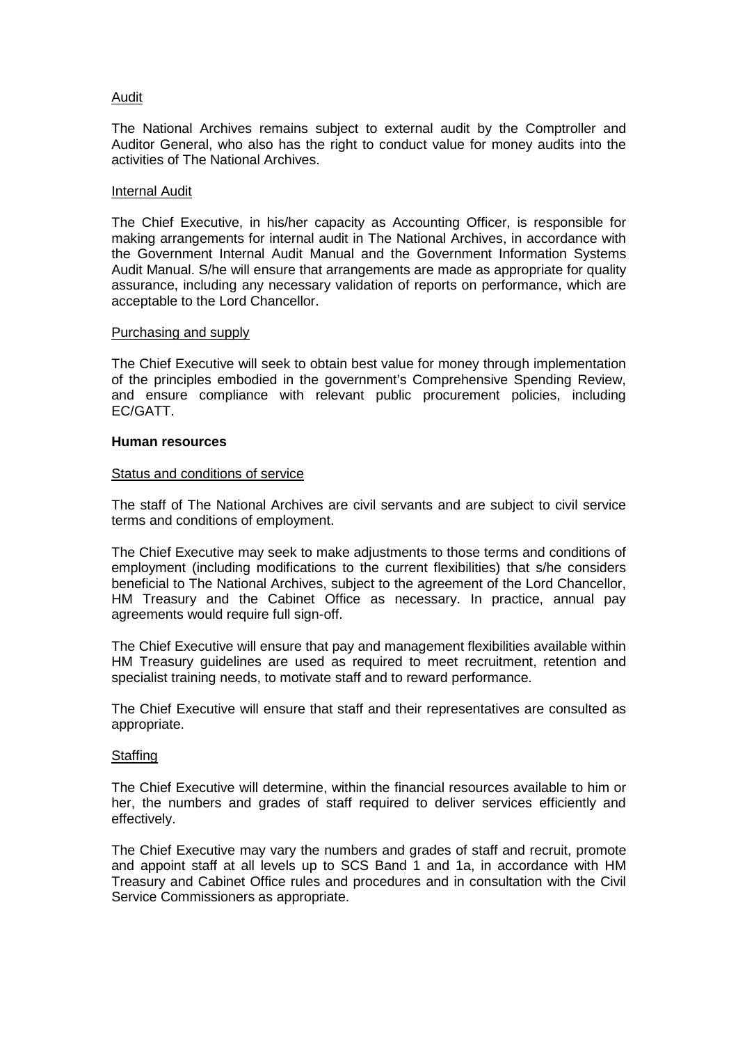Audit

The National Archives remains subject to external audit by the Comptroller and Auditor General, who also has the right to conduct value for money audits into the activities of The National Archives.

Internal Audit

The Chief Executive, in his/her capacity as Accounting Officer, is responsible for making arrangements for internal audit in The National Archives, in accordance with the Government Internal Audit Manual and the Government Information Systems Audit Manual. S/he will ensure that arrangements are made as appropriate for quality assurance, including any necessary validation of reports on performance, which are acceptable to the Lord Chancellor.

Purchasing and supply

The Chief Executive will seek to obtain best value for money through implementation of the principles embodied in the government's Comprehensive Spending Review, and ensure compliance with relevant public procurement policies, including EC/GATT.

**Human resources**

Status and conditions of service

The staff of The National Archives are civil servants and are subject to civil service terms and conditions of employment.

The Chief Executive may seek to make adjustments to those terms and conditions of employment (including modifications to the current flexibilities) that s/he considers beneficial to The National Archives, subject to the agreement of the Lord Chancellor, HM Treasury and the Cabinet Office as necessary. In practice, annual pay agreements would require full sign-off.

The Chief Executive will ensure that pay and management flexibilities available within HM Treasury guidelines are used as required to meet recruitment, retention and specialist training needs, to motivate staff and to reward performance.

The Chief Executive will ensure that staff and their representatives are consulted as appropriate.

Staffing

The Chief Executive will determine, within the financial resources available to him or her, the numbers and grades of staff required to deliver services efficiently and effectively.

The Chief Executive may vary the numbers and grades of staff and recruit, promote and appoint staff at all levels up to SCS Band 1 and 1a, in accordance with HM Treasury and Cabinet Office rules and procedures and in consultation with the Civil Service Commissioners as appropriate.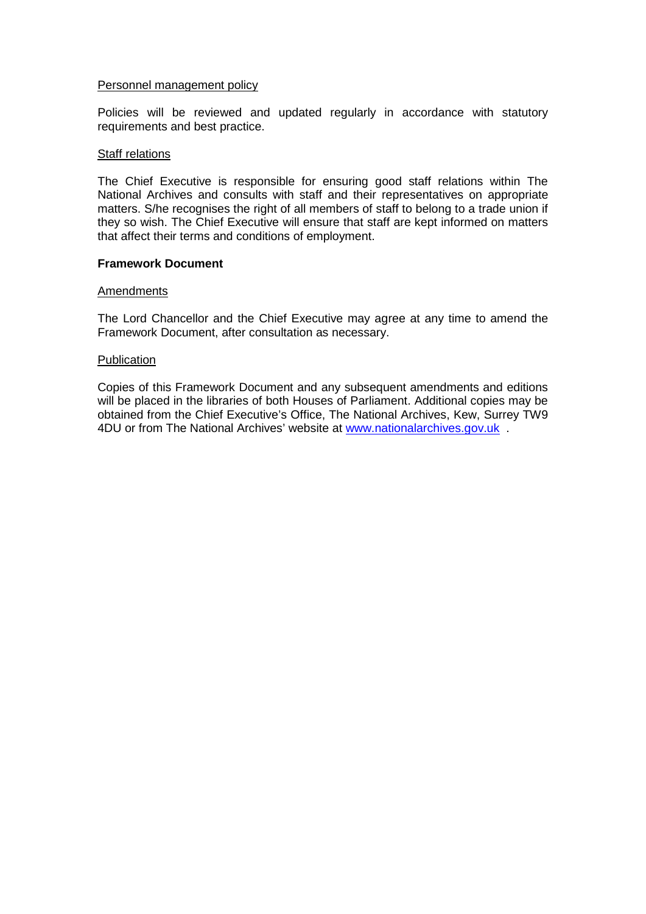Personnel management policy

Policies will be reviewed and updated regularly in accordance with statutory requirements and best practice.

Staff relations

The Chief Executive is responsible for ensuring good staff relations within The National Archives and consults with staff and their representatives on appropriate matters. S/he recognises the right of all members of staff to belong to a trade union if they so wish. The Chief Executive will ensure that staff are kept informed on matters that affect their terms and conditions of employment.

**Framework Document**

Amendments

The Lord Chancellor and the Chief Executive may agree at any time to amend the Framework Document, after consultation as necessary.

Publication

Copies of this Framework Document and any subsequent amendments and editions will be placed in the libraries of both Houses of Parliament. Additional copies may be obtained from the Chief Executive's Office, The National Archives, Kew, Surrey TW9 4DU or from The National Archives' website at [www.nationalarchives.gov.uk](http://www.nationalarchives.gov.uk) .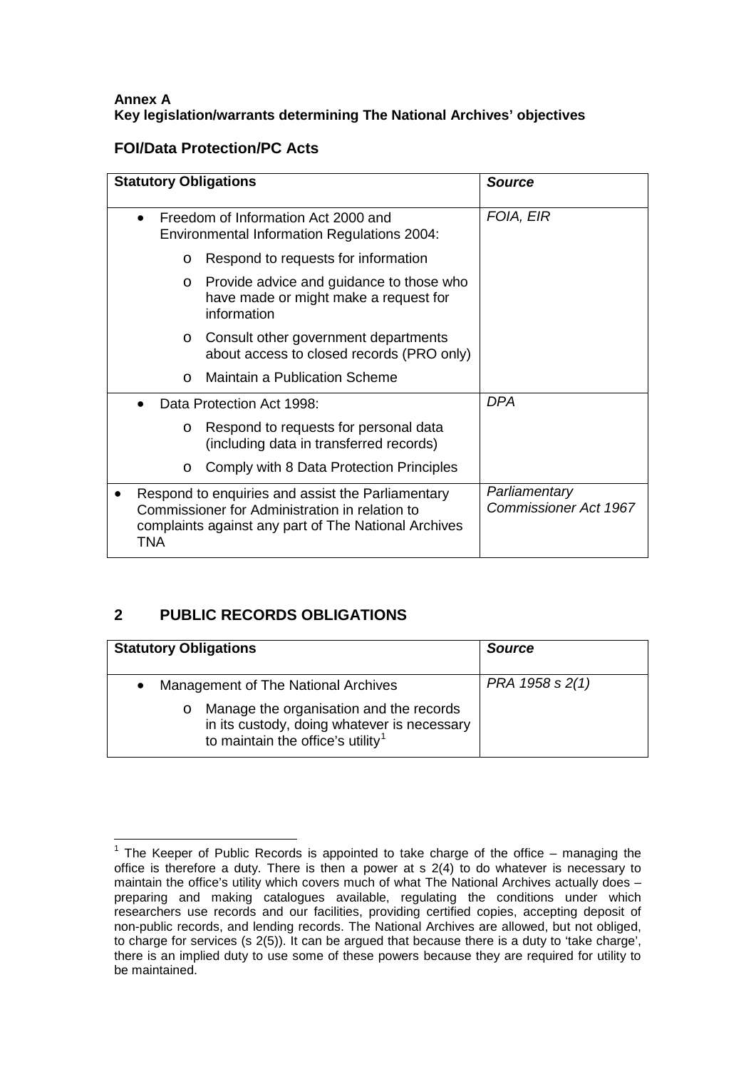**Annex A**
**Key legislation/warrants determining The National Archives' objectives**

### FOI/Data Protection/PC Acts

| Statutory Obligations | Source |
|---|---|
| • Freedom of Information Act 2000 and Environmental Information Regulations 2004:<br>o Respond to requests for information<br>o Provide advice and guidance to those who have made or might make a request for information<br>o Consult other government departments about access to closed records (PRO only)<br>o Maintain a Publication Scheme | *FOIA, EIR* |
| • Data Protection Act 1998:<br>o Respond to requests for personal data (including data in transferred records)<br>o Comply with 8 Data Protection Principles | *DPA* |
| • Respond to enquiries and assist the Parliamentary Commissioner for Administration in relation to complaints against any part of The National Archives TNA | *Parliamentary Commissioner Act 1967* |

## 2 PUBLIC RECORDS OBLIGATIONS

| Statutory Obligations | Source |
|---|---|
| • Management of The National Archives<br>o Manage the organisation and the records in its custody, doing whatever is necessary to maintain the office's utility[1] | *PRA 1958 s 2(1)* |

[1] The Keeper of Public Records is appointed to take charge of the office – managing the office is therefore a duty. There is then a power at s 2(4) to do whatever is necessary to maintain the office's utility which covers much of what The National Archives actually does – preparing and making catalogues available, regulating the conditions under which researchers use records and our facilities, providing certified copies, accepting deposit of non-public records, and lending records. The National Archives are allowed, but not obliged, to charge for services (s 2(5)). It can be argued that because there is a duty to 'take charge', there is an implied duty to use some of these powers because they are required for utility to be maintained.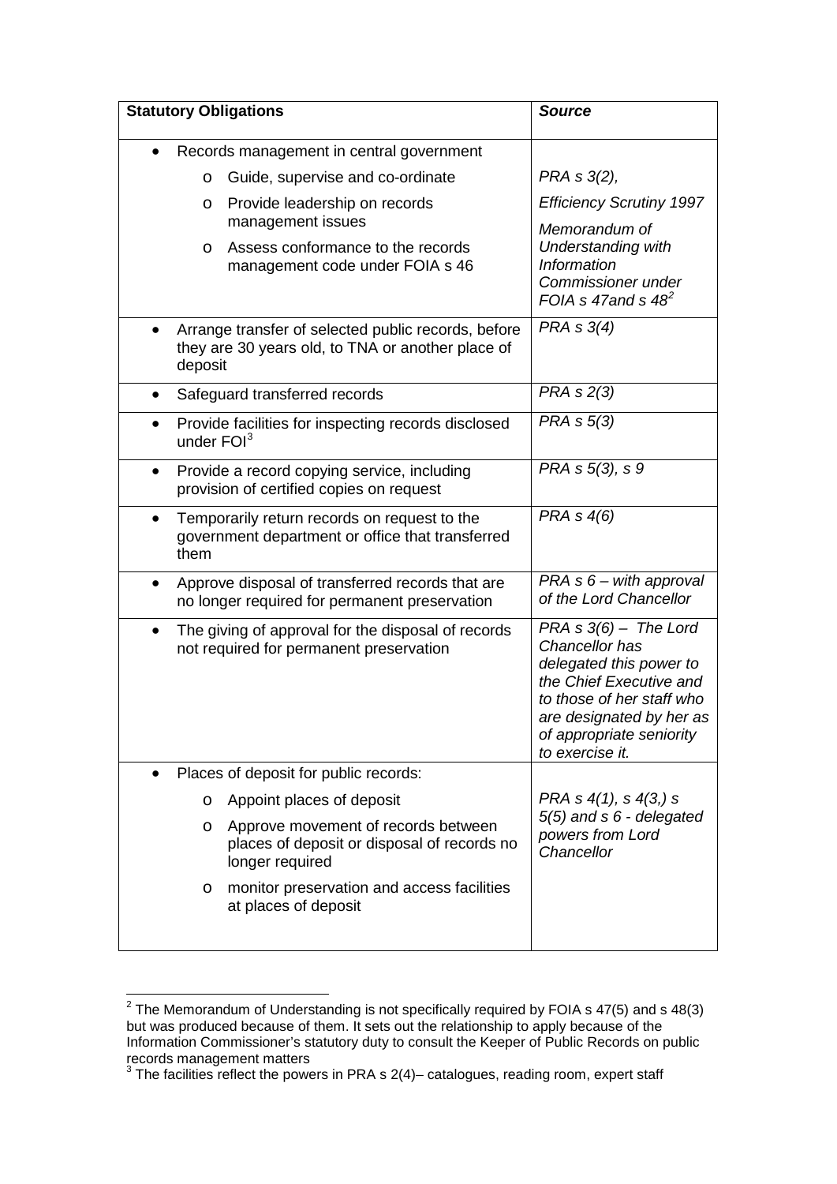| **Statistical Obligations** | ***Source*** |
| --- | --- |
| • Records management in central government<br>  o Guide, supervise and co-ordinate<br>  o Provide leadership on records management issues<br>  o Assess conformance to the records management code under FOIA s 46 | *PRA s 3(2),*<br>*Efficiency Scrutiny 1997*<br>*Memorandum of Understanding with Information Commissioner under FOIA s 47and s 48*[2] |
| • Arrange transfer of selected public records, before they are 30 years old, to TNA or another place of deposit | *PRA s 3(4)* |
| • Safeguard transferred records | *PRA s 2(3)* |
| • Provide facilities for inspecting records disclosed under FOI[3] | *PRA s 5(3)* |
| • Provide a record copying service, including provision of certified copies on request | *PRA s 5(3), s 9* |
| • Temporarily return records on request to the government department or office that transferred them | *PRA s 4(6)* |
| • Approve disposal of transferred records that are no longer required for permanent preservation | *PRA s 6 – with approval of the Lord Chancellor* |
| • The giving of approval for the disposal of records not required for permanent preservation | *PRA s 3(6) – The Lord Chancellor has delegated this power to the Chief Executive and to those of her staff who are designated by her as of appropriate seniority to exercise it.* |
| • Places of deposit for public records:<br>  o Appoint places of deposit<br>  o Approve movement of records between places of deposit or disposal of records no longer required<br>  o monitor preservation and access facilities at places of deposit | *PRA s 4(1), s 4(3,) s 5(5) and s 6 - delegated powers from Lord Chancellor* |

[2] The Memorandum of Understanding is not specifically required by FOIA s 47(5) and s 48(3) but was produced because of them. It sets out the relationship to apply because of the Information Commissioner's statutory duty to consult the Keeper of Public Records on public records management matters

[3] The facilities reflect the powers in PRA s 2(4)– catalogues, reading room, expert staff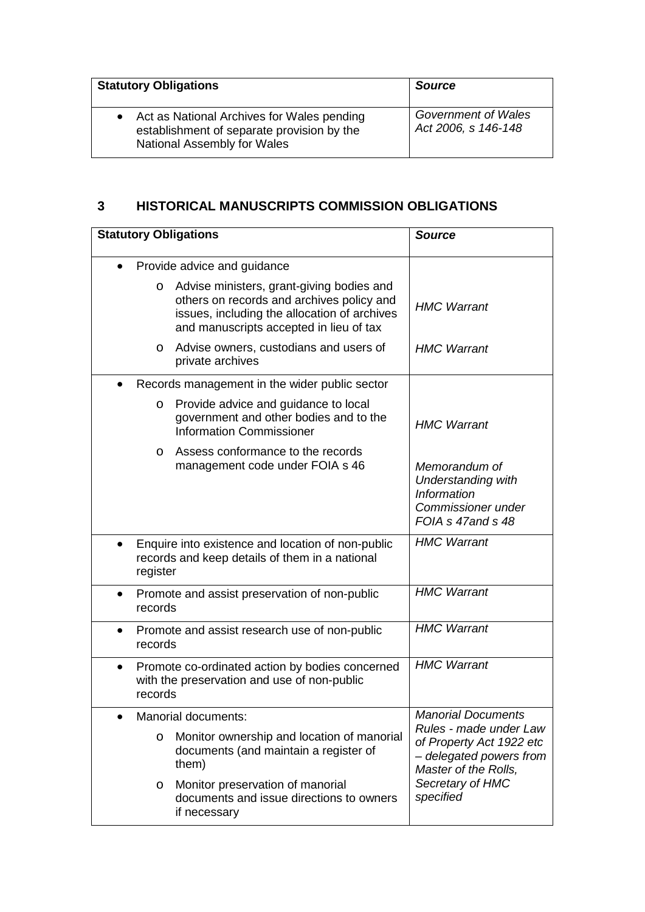| Statistical Obligations | Source |
| --- | --- |
| • Act as National Archives for Wales pending establishment of separate provision by the National Assembly for Wales | *Government of Wales Act 2006, s 146-148* |

## 3 HISTORICAL MANUSCRIPTS COMMISSION OBLIGATIONS

| Statutory Obligations | Source |
| --- | --- |
| • Provide advice and guidance<br>o Advise ministers, grant-giving bodies and others on records and archives policy and issues, including the allocation of archives and manuscripts accepted in lieu of tax<br>o Advise owners, custodians and users of private archives | *HMC Warrant*<br><br>*HMC Warrant* |
| • Records management in the wider public sector<br>o Provide advice and guidance to local government and other bodies and to the Information Commissioner<br>o Assess conformance to the records management code under FOIA s 46 | *HMC Warrant*<br><br>*Memorandum of Understanding with Information Commissioner under FOIA s 47and s 48* |
| • Enquire into existence and location of non-public records and keep details of them in a national register | *HMC Warrant* |
| • Promote and assist preservation of non-public records | *HMC Warrant* |
| • Promote and assist research use of non-public records | *HMC Warrant* |
| • Promote co-ordinated action by bodies concerned with the preservation and use of non-public records | *HMC Warrant* |
| • Manorial documents:<br>o Monitor ownership and location of manorial documents (and maintain a register of them)<br>o Monitor preservation of manorial documents and issue directions to owners if necessary | *Manorial Documents Rules - made under Law of Property Act 1922 etc – delegated powers from Master of the Rolls, Secretary of HMC specified* |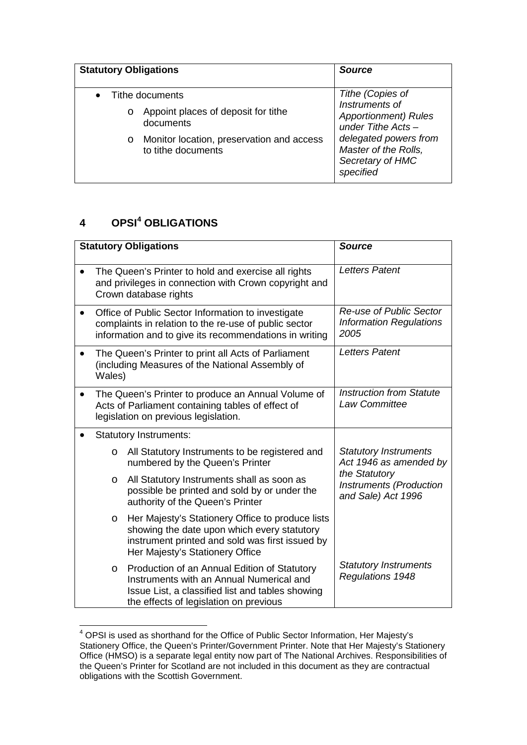| **Statistory Obligations** | ***Source*** |
|---|---|
| • Tithe documents<br>  o Appoint places of deposit for tithe documents<br>  o Monitor location, preservation and access to tithe documents | *Tithe (Copies of Instruments of Apportionment) Rules under Tithe Acts – delegated powers from Master of the Rolls, Secretary of HMC specified* |

## 4 OPSI[4] OBLIGATIONS

| **Statutory Obligations** | ***Source*** |
|---|---|
| • The Queen's Printer to hold and exercise all rights and privileges in connection with Crown copyright and Crown database rights | *Letters Patent* |
| • Office of Public Sector Information to investigate complaints in relation to the re-use of public sector information and to give its recommendations in writing | *Re-use of Public Sector Information Regulations 2005* |
| • The Queen's Printer to print all Acts of Parliament (including Measures of the National Assembly of Wales) | *Letters Patent* |
| • The Queen's Printer to produce an Annual Volume of Acts of Parliament containing tables of effect of legislation on previous legislation. | *Instruction from Statute Law Committee* |
| • Statutory Instruments:<br>  o All Statutory Instruments to be registered and numbered by the Queen's Printer<br>  o All Statutory Instruments shall as soon as possible be printed and sold by or under the authority of the Queen's Printer<br>  o Her Majesty's Stationery Office to produce lists showing the date upon which every statutory instrument printed and sold was first issued by Her Majesty's Stationery Office | *Statutory Instruments Act 1946 as amended by the Statutory Instruments (Production and Sale) Act 1996* |
|   o Production of an Annual Edition of Statutory Instruments with an Annual Numerical and Issue List, a classified list and tables showing the effects of legislation on previous | *Statutory Instruments Regulations 1948* |

[4] OPSI is used as shorthand for the Office of Public Sector Information, Her Majesty's Stationery Office, the Queen's Printer/Government Printer. Note that Her Majesty's Stationery Office (HMSO) is a separate legal entity now part of The National Archives. Responsibilities of the Queen's Printer for Scotland are not included in this document as they are contractual obligations with the Scottish Government.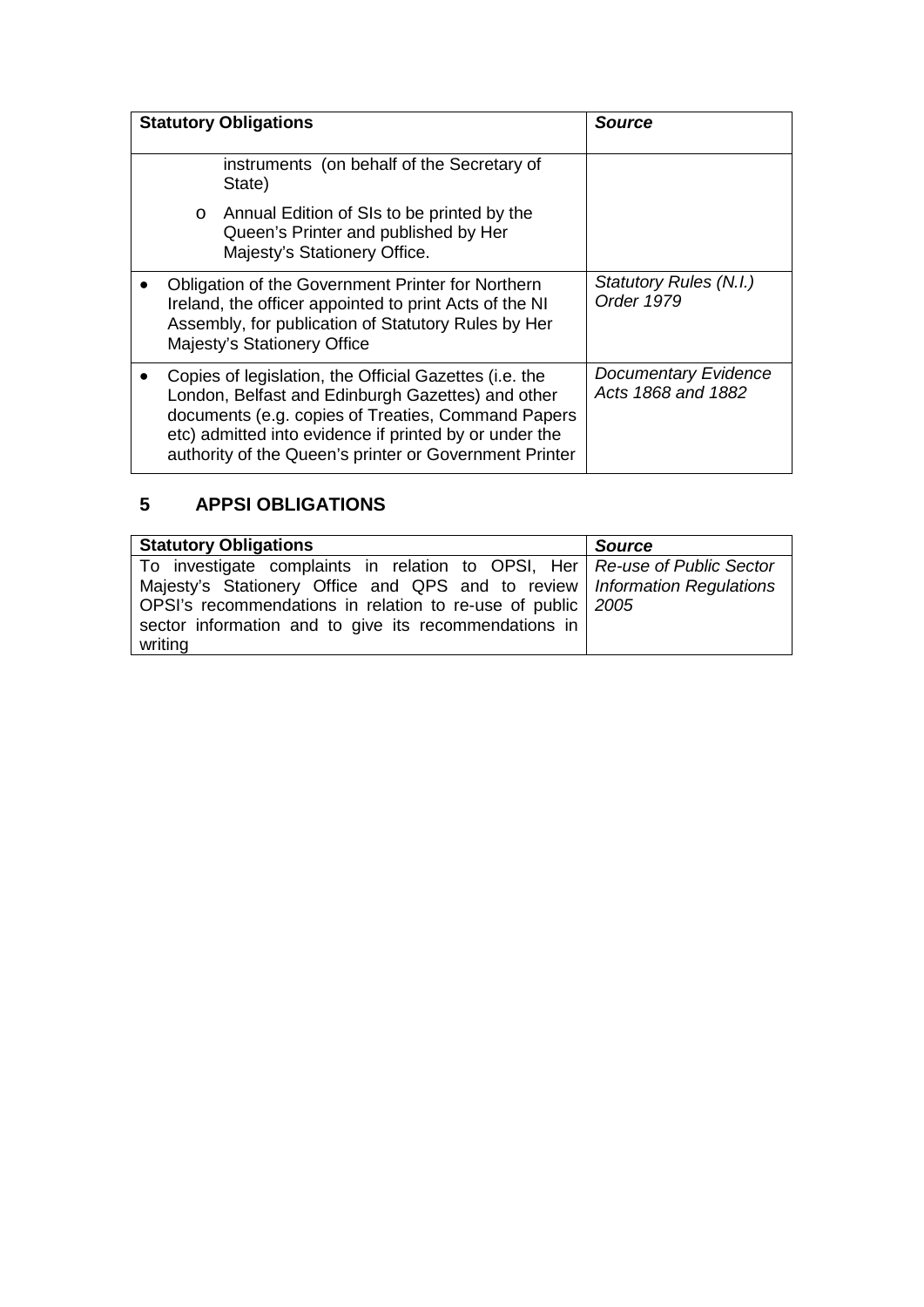| Statutory Obligations | *Source* |
| --- | --- |
| instruments (on behalf of the Secretary of State)<br>o Annual Edition of SIs to be printed by the Queen's Printer and published by Her Majesty's Stationery Office. | |
| • Obligation of the Government Printer for Northern Ireland, the officer appointed to print Acts of the NI Assembly, for publication of Statutory Rules by Her Majesty's Stationery Office | *Statutory Rules (N.I.) Order 1979* |
| • Copies of legislation, the Official Gazettes (i.e. the London, Belfast and Edinburgh Gazettes) and other documents (e.g. copies of Treaties, Command Papers etc) admitted into evidence if printed by or under the authority of the Queen's printer or Government Printer | *Documentary Evidence Acts 1868 and 1882* |

## 5 APPSI OBLIGATIONS

| Statutory Obligations | *Source* |
| --- | --- |
| To investigate complaints in relation to OPSI, Her Majesty's Stationery Office and QPS and to review OPSI's recommendations in relation to re-use of public sector information and to give its recommendations in writing | *Re-use of Public Sector Information Regulations 2005* |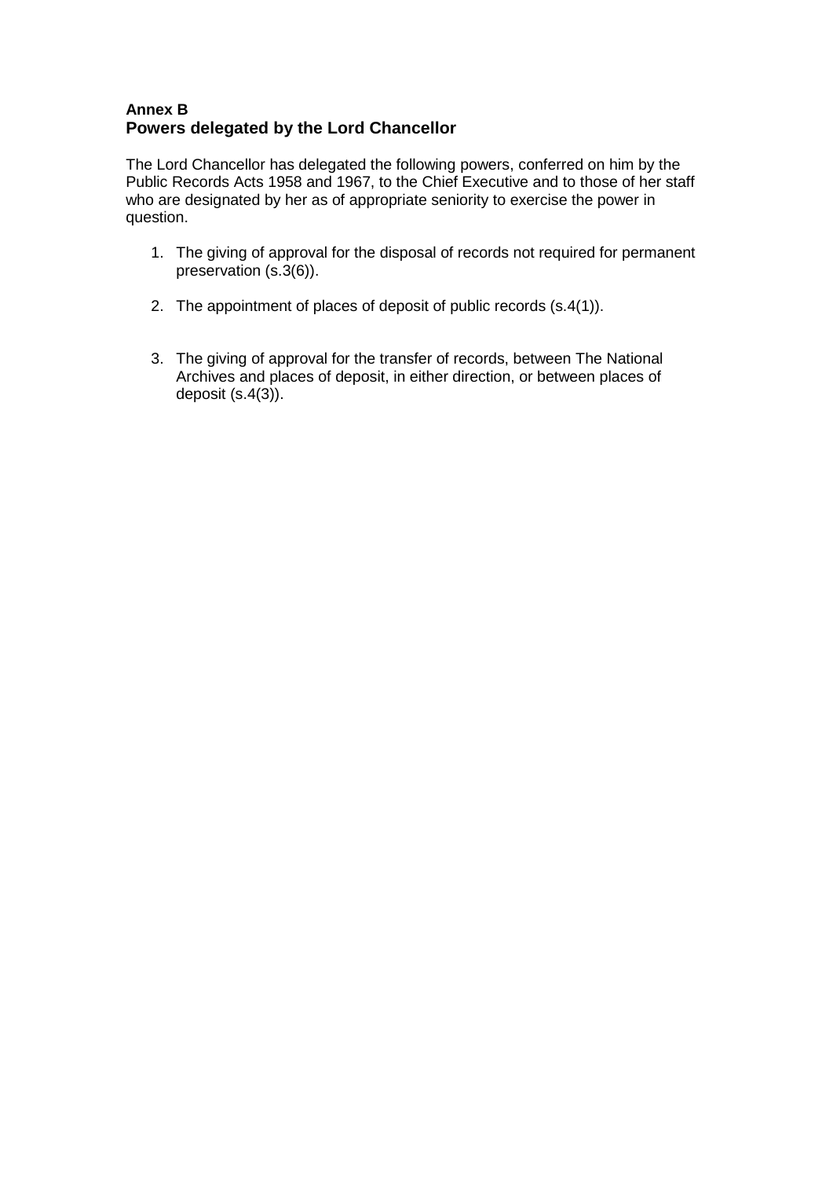**Annex B**
## Powers delegated by the Lord Chancellor

The Lord Chancellor has delegated the following powers, conferred on him by the Public Records Acts 1958 and 1967, to the Chief Executive and to those of her staff who are designated by her as of appropriate seniority to exercise the power in question.

1. The giving of approval for the disposal of records not required for permanent preservation (s.3(6)).

2. The appointment of places of deposit of public records (s.4(1)).

3. The giving of approval for the transfer of records, between The National Archives and places of deposit, in either direction, or between places of deposit (s.4(3)).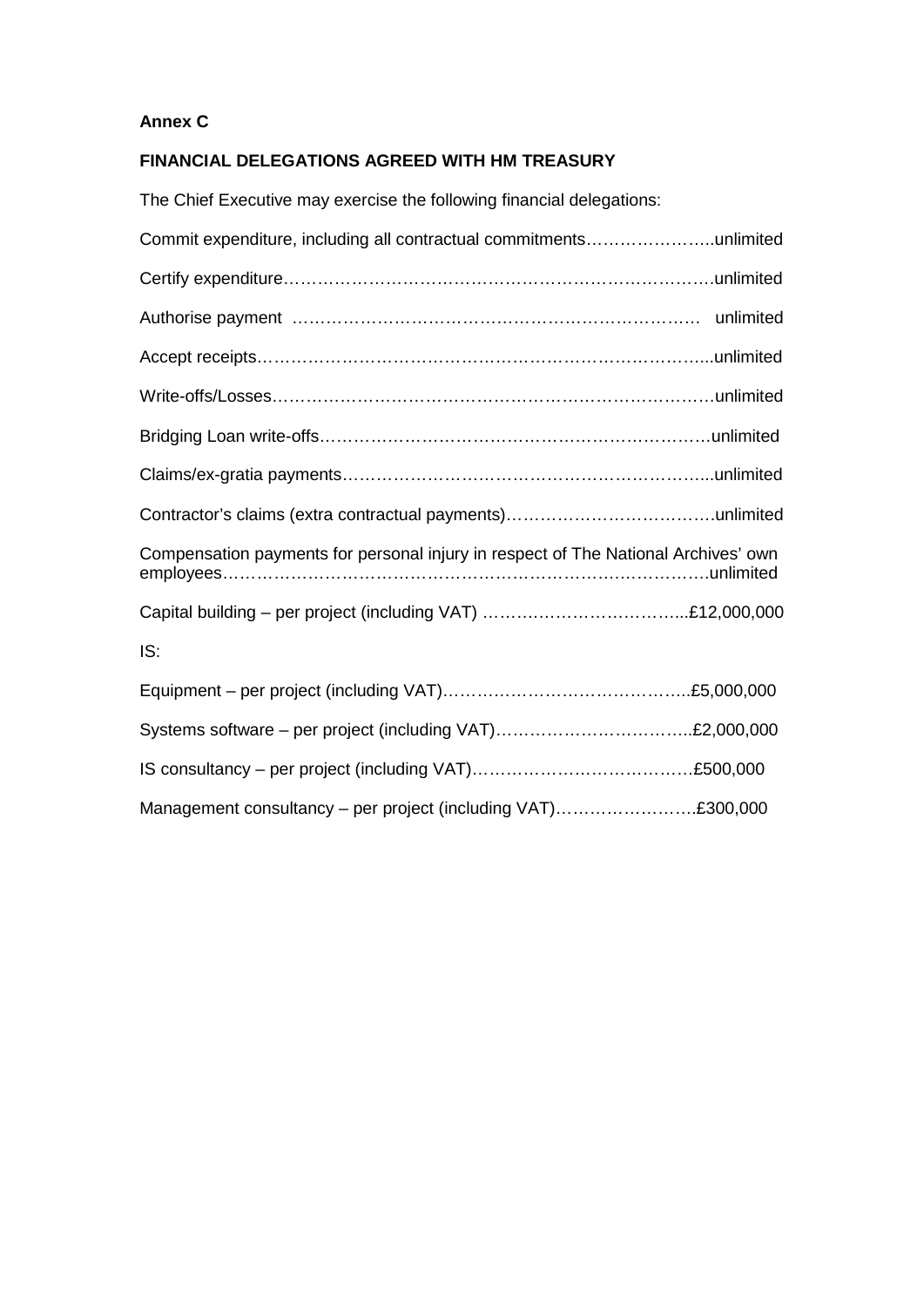**Annex C**

**FINANCIAL DELEGATIONS AGREED WITH HM TREASURY**

The Chief Executive may exercise the following financial delegations:

Commit expenditure, including all contractual commitments…………………..unlimited

Certify expenditure…………………………………………………………………….unlimited

Authorise payment ……………………………………………………………… unlimited

Accept receipts……………………………………………………………………...unlimited

Write-offs/Losses……………………………………………………………………unlimited

Bridging Loan write-offs……………………………………………………………unlimited

Claims/ex-gratia payments………………………………………………………...unlimited

Contractor's claims (extra contractual payments)……………………………….unlimited

Compensation payments for personal injury in respect of The National Archives' own employees…………………………………………………………………………….unlimited

Capital building – per project (including VAT) ……………………………....£12,000,000

IS:

Equipment – per project (including VAT)……………………………………..£5,000,000

Systems software – per project (including VAT)……………………………..£2,000,000

IS consultancy – per project (including VAT)…………………………………£500,000

Management consultancy – per project (including VAT)…………………….£300,000